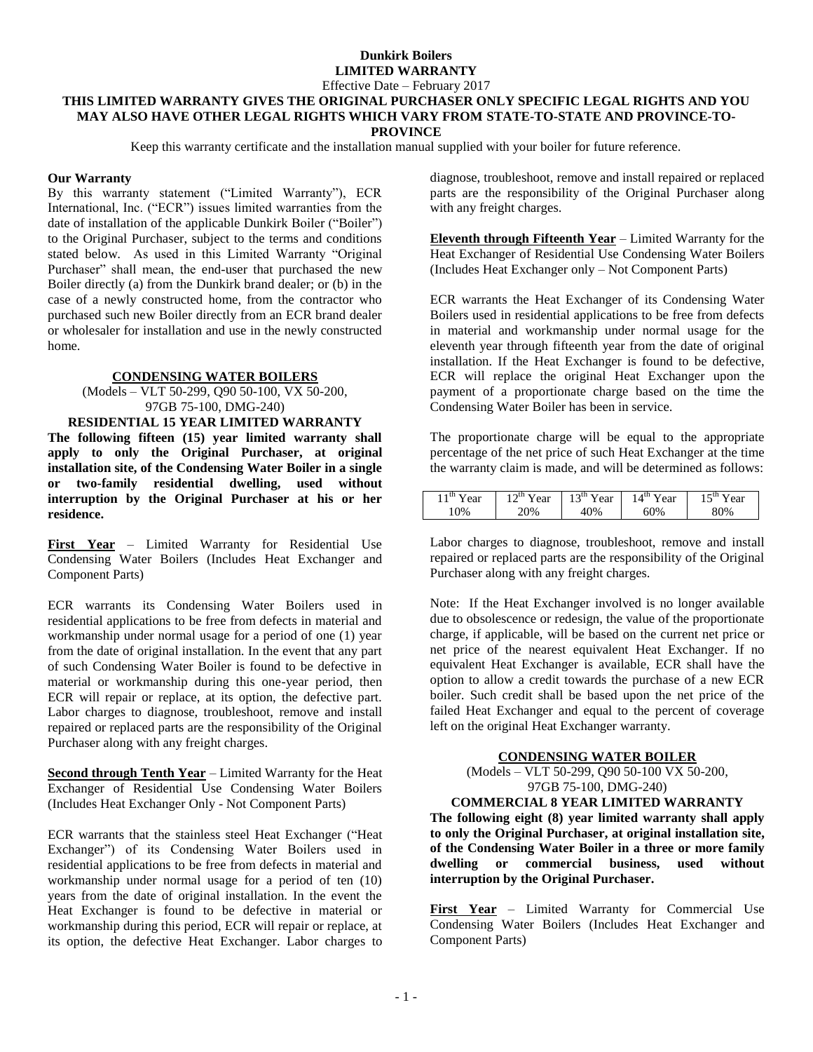# Dunkirk Boilers
## LIMITED WARRANTY

Effective Date – February 2017

**THIS LIMITED WARRANTY GIVES THE ORIGINAL PURCHASER ONLY SPECIFIC LEGAL RIGHTS AND YOU MAY ALSO HAVE OTHER LEGAL RIGHTS WHICH VARY FROM STATE-TO-STATE AND PROVINCE-TO-PROVINCE**

Keep this warranty certificate and the installation manual supplied with your boiler for future reference.

**Our Warranty**

By this warranty statement ("Limited Warranty"), ECR International, Inc. ("ECR") issues limited warranties from the date of installation of the applicable Dunkirk Boiler ("Boiler") to the Original Purchaser, subject to the terms and conditions stated below. As used in this Limited Warranty "Original Purchaser" shall mean, the end-user that purchased the new Boiler directly (a) from the Dunkirk brand dealer; or (b) in the case of a newly constructed home, from the contractor who purchased such new Boiler directly from an ECR brand dealer or wholesaler for installation and use in the newly constructed home.

### CONDENSING WATER BOILERS

(Models – VLT 50-299, Q90 50-100, VX 50-200, 97GB 75-100, DMG-240)

**RESIDENTIAL 15 YEAR LIMITED WARRANTY**

**The following fifteen (15) year limited warranty shall apply to only the Original Purchaser, at original installation site, of the Condensing Water Boiler in a single or two-family residential dwelling, used without interruption by the Original Purchaser at his or her residence.**

**First Year** – Limited Warranty for Residential Use Condensing Water Boilers (Includes Heat Exchanger and Component Parts)

ECR warrants its Condensing Water Boilers used in residential applications to be free from defects in material and workmanship under normal usage for a period of one (1) year from the date of original installation. In the event that any part of such Condensing Water Boiler is found to be defective in material or workmanship during this one-year period, then ECR will repair or replace, at its option, the defective part. Labor charges to diagnose, troubleshoot, remove and install repaired or replaced parts are the responsibility of the Original Purchaser along with any freight charges.

**Second through Tenth Year** – Limited Warranty for the Heat Exchanger of Residential Use Condensing Water Boilers (Includes Heat Exchanger Only - Not Component Parts)

ECR warrants that the stainless steel Heat Exchanger ("Heat Exchanger") of its Condensing Water Boilers used in residential applications to be free from defects in material and workmanship under normal usage for a period of ten (10) years from the date of original installation. In the event the Heat Exchanger is found to be defective in material or workmanship during this period, ECR will repair or replace, at its option, the defective Heat Exchanger. Labor charges to diagnose, troubleshoot, remove and install repaired or replaced parts are the responsibility of the Original Purchaser along with any freight charges.

**Eleventh through Fifteenth Year** – Limited Warranty for the Heat Exchanger of Residential Use Condensing Water Boilers (Includes Heat Exchanger only – Not Component Parts)

ECR warrants the Heat Exchanger of its Condensing Water Boilers used in residential applications to be free from defects in material and workmanship under normal usage for the eleventh year through fifteenth year from the date of original installation. If the Heat Exchanger is found to be defective, ECR will replace the original Heat Exchanger upon the payment of a proportionate charge based on the time the Condensing Water Boiler has been in service.

The proportionate charge will be equal to the appropriate percentage of the net price of such Heat Exchanger at the time the warranty claim is made, and will be determined as follows:

| 11th Year | 12th Year | 13th Year | 14th Year | 15th Year |
|---|---|---|---|---|
| 10% | 20% | 40% | 60% | 80% |

Labor charges to diagnose, troubleshoot, remove and install repaired or replaced parts are the responsibility of the Original Purchaser along with any freight charges.

Note: If the Heat Exchanger involved is no longer available due to obsolescence or redesign, the value of the proportionate charge, if applicable, will be based on the current net price or net price of the nearest equivalent Heat Exchanger. If no equivalent Heat Exchanger is available, ECR shall have the option to allow a credit towards the purchase of a new ECR boiler. Such credit shall be based upon the net price of the failed Heat Exchanger and equal to the percent of coverage left on the original Heat Exchanger warranty.

### CONDENSING WATER BOILER

(Models – VLT 50-299, Q90 50-100 VX 50-200, 97GB 75-100, DMG-240)

**COMMERCIAL 8 YEAR LIMITED WARRANTY**

**The following eight (8) year limited warranty shall apply to only the Original Purchaser, at original installation site, of the Condensing Water Boiler in a three or more family dwelling or commercial business, used without interruption by the Original Purchaser.**

**First Year** – Limited Warranty for Commercial Use Condensing Water Boilers (Includes Heat Exchanger and Component Parts)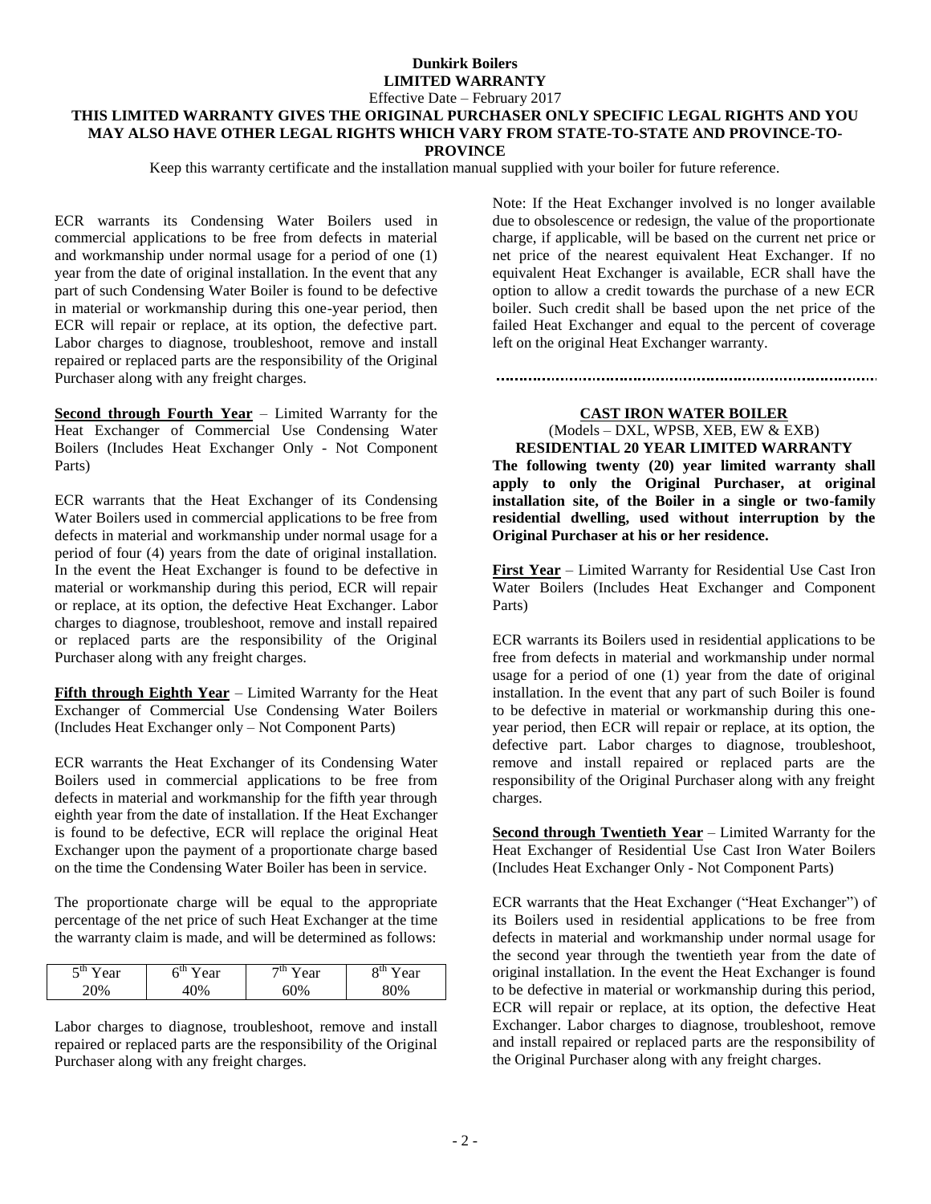# Dunkirk Boilers
## LIMITED WARRANTY

Effective Date – February 2017

**THIS LIMITED WARRANTY GIVES THE ORIGINAL PURCHASER ONLY SPECIFIC LEGAL RIGHTS AND YOU MAY ALSO HAVE OTHER LEGAL RIGHTS WHICH VARY FROM STATE-TO-STATE AND PROVINCE-TO-PROVINCE**

Keep this warranty certificate and the installation manual supplied with your boiler for future reference.

ECR warrants its Condensing Water Boilers used in commercial applications to be free from defects in material and workmanship under normal usage for a period of one (1) year from the date of original installation. In the event that any part of such Condensing Water Boiler is found to be defective in material or workmanship during this one-year period, then ECR will repair or replace, at its option, the defective part. Labor charges to diagnose, troubleshoot, remove and install repaired or replaced parts are the responsibility of the Original Purchaser along with any freight charges.

**Second through Fourth Year** – Limited Warranty for the Heat Exchanger of Commercial Use Condensing Water Boilers (Includes Heat Exchanger Only - Not Component Parts)

ECR warrants that the Heat Exchanger of its Condensing Water Boilers used in commercial applications to be free from defects in material and workmanship under normal usage for a period of four (4) years from the date of original installation. In the event the Heat Exchanger is found to be defective in material or workmanship during this period, ECR will repair or replace, at its option, the defective Heat Exchanger. Labor charges to diagnose, troubleshoot, remove and install repaired or replaced parts are the responsibility of the Original Purchaser along with any freight charges.

**Fifth through Eighth Year** – Limited Warranty for the Heat Exchanger of Commercial Use Condensing Water Boilers (Includes Heat Exchanger only – Not Component Parts)

ECR warrants the Heat Exchanger of its Condensing Water Boilers used in commercial applications to be free from defects in material and workmanship for the fifth year through eighth year from the date of installation. If the Heat Exchanger is found to be defective, ECR will replace the original Heat Exchanger upon the payment of a proportionate charge based on the time the Condensing Water Boiler has been in service.

The proportionate charge will be equal to the appropriate percentage of the net price of such Heat Exchanger at the time the warranty claim is made, and will be determined as follows:

| 5th Year | 6th Year | 7th Year | 8th Year |
|---|---|---|---|
| 20% | 40% | 60% | 80% |

Labor charges to diagnose, troubleshoot, remove and install repaired or replaced parts are the responsibility of the Original Purchaser along with any freight charges.

Note: If the Heat Exchanger involved is no longer available due to obsolescence or redesign, the value of the proportionate charge, if applicable, will be based on the current net price or net price of the nearest equivalent Heat Exchanger. If no equivalent Heat Exchanger is available, ECR shall have the option to allow a credit towards the purchase of a new ECR boiler. Such credit shall be based upon the net price of the failed Heat Exchanger and equal to the percent of coverage left on the original Heat Exchanger warranty.

---

## CAST IRON WATER BOILER

(Models – DXL, WPSB, XEB, EW & EXB)

**RESIDENTIAL 20 YEAR LIMITED WARRANTY**

**The following twenty (20) year limited warranty shall apply to only the Original Purchaser, at original installation site, of the Boiler in a single or two-family residential dwelling, used without interruption by the Original Purchaser at his or her residence.**

**First Year** – Limited Warranty for Residential Use Cast Iron Water Boilers (Includes Heat Exchanger and Component Parts)

ECR warrants its Boilers used in residential applications to be free from defects in material and workmanship under normal usage for a period of one (1) year from the date of original installation. In the event that any part of such Boiler is found to be defective in material or workmanship during this one-year period, then ECR will repair or replace, at its option, the defective part. Labor charges to diagnose, troubleshoot, remove and install repaired or replaced parts are the responsibility of the Original Purchaser along with any freight charges.

**Second through Twentieth Year** – Limited Warranty for the Heat Exchanger of Residential Use Cast Iron Water Boilers (Includes Heat Exchanger Only - Not Component Parts)

ECR warrants that the Heat Exchanger ("Heat Exchanger") of its Boilers used in residential applications to be free from defects in material and workmanship under normal usage for the second year through the twentieth year from the date of original installation. In the event the Heat Exchanger is found to be defective in material or workmanship during this period, ECR will repair or replace, at its option, the defective Heat Exchanger. Labor charges to diagnose, troubleshoot, remove and install repaired or replaced parts are the responsibility of the Original Purchaser along with any freight charges.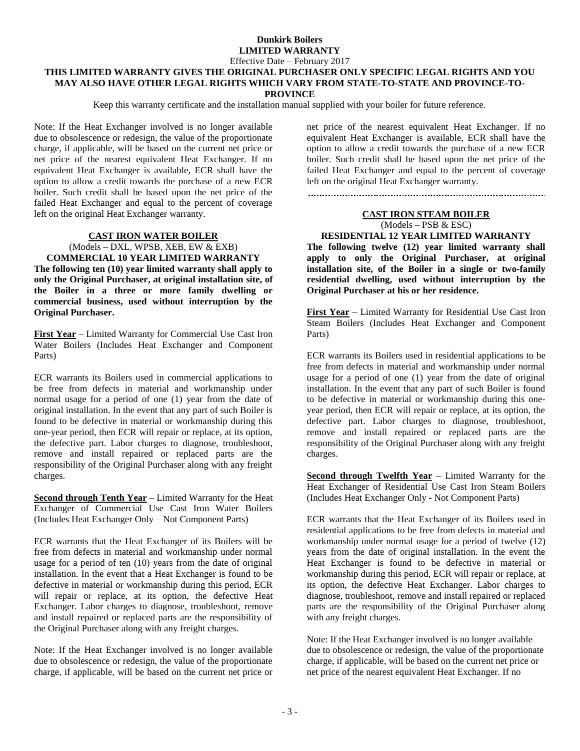**Dunkirk Boilers**
**LIMITED WARRANTY**
Effective Date – February 2017

**THIS LIMITED WARRANTY GIVES THE ORIGINAL PURCHASER ONLY SPECIFIC LEGAL RIGHTS AND YOU MAY ALSO HAVE OTHER LEGAL RIGHTS WHICH VARY FROM STATE-TO-STATE AND PROVINCE-TO-PROVINCE**

Keep this warranty certificate and the installation manual supplied with your boiler for future reference.

Note: If the Heat Exchanger involved is no longer available due to obsolescence or redesign, the value of the proportionate charge, if applicable, will be based on the current net price or net price of the nearest equivalent Heat Exchanger. If no equivalent Heat Exchanger is available, ECR shall have the option to allow a credit towards the purchase of a new ECR boiler. Such credit shall be based upon the net price of the failed Heat Exchanger and equal to the percent of coverage left on the original Heat Exchanger warranty.

## CAST IRON WATER BOILER

(Models – DXL, WPSB, XEB, EW & EXB)

**COMMERCIAL 10 YEAR LIMITED WARRANTY**

**The following ten (10) year limited warranty shall apply to only the Original Purchaser, at original installation site, of the Boiler in a three or more family dwelling or commercial business, used without interruption by the Original Purchaser.**

**First Year** – Limited Warranty for Commercial Use Cast Iron Water Boilers (Includes Heat Exchanger and Component Parts)

ECR warrants its Boilers used in commercial applications to be free from defects in material and workmanship under normal usage for a period of one (1) year from the date of original installation. In the event that any part of such Boiler is found to be defective in material or workmanship during this one-year period, then ECR will repair or replace, at its option, the defective part. Labor charges to diagnose, troubleshoot, remove and install repaired or replaced parts are the responsibility of the Original Purchaser along with any freight charges.

**Second through Tenth Year** – Limited Warranty for the Heat Exchanger of Commercial Use Cast Iron Water Boilers (Includes Heat Exchanger Only – Not Component Parts)

ECR warrants that the Heat Exchanger of its Boilers will be free from defects in material and workmanship under normal usage for a period of ten (10) years from the date of original installation. In the event that a Heat Exchanger is found to be defective in material or workmanship during this period, ECR will repair or replace, at its option, the defective Heat Exchanger. Labor charges to diagnose, troubleshoot, remove and install repaired or replaced parts are the responsibility of the Original Purchaser along with any freight charges.

Note: If the Heat Exchanger involved is no longer available due to obsolescence or redesign, the value of the proportionate charge, if applicable, will be based on the current net price or net price of the nearest equivalent Heat Exchanger. If no equivalent Heat Exchanger is available, ECR shall have the option to allow a credit towards the purchase of a new ECR boiler. Such credit shall be based upon the net price of the failed Heat Exchanger and equal to the percent of coverage left on the original Heat Exchanger warranty.

## CAST IRON STEAM BOILER

(Models – PSB & ESC)

**RESIDENTIAL 12 YEAR LIMITED WARRANTY**

**The following twelve (12) year limited warranty shall apply to only the Original Purchaser, at original installation site, of the Boiler in a single or two-family residential dwelling, used without interruption by the Original Purchaser at his or her residence.**

**First Year** – Limited Warranty for Residential Use Cast Iron Steam Boilers (Includes Heat Exchanger and Component Parts)

ECR warrants its Boilers used in residential applications to be free from defects in material and workmanship under normal usage for a period of one (1) year from the date of original installation. In the event that any part of such Boiler is found to be defective in material or workmanship during this one-year period, then ECR will repair or replace, at its option, the defective part. Labor charges to diagnose, troubleshoot, remove and install repaired or replaced parts are the responsibility of the Original Purchaser along with any freight charges.

**Second through Twelfth Year** – Limited Warranty for the Heat Exchanger of Residential Use Cast Iron Steam Boilers (Includes Heat Exchanger Only - Not Component Parts)

ECR warrants that the Heat Exchanger of its Boilers used in residential applications to be free from defects in material and workmanship under normal usage for a period of twelve (12) years from the date of original installation. In the event the Heat Exchanger is found to be defective in material or workmanship during this period, ECR will repair or replace, at its option, the defective Heat Exchanger. Labor charges to diagnose, troubleshoot, remove and install repaired or replaced parts are the responsibility of the Original Purchaser along with any freight charges.

Note: If the Heat Exchanger involved is no longer available due to obsolescence or redesign, the value of the proportionate charge, if applicable, will be based on the current net price or net price of the nearest equivalent Heat Exchanger. If no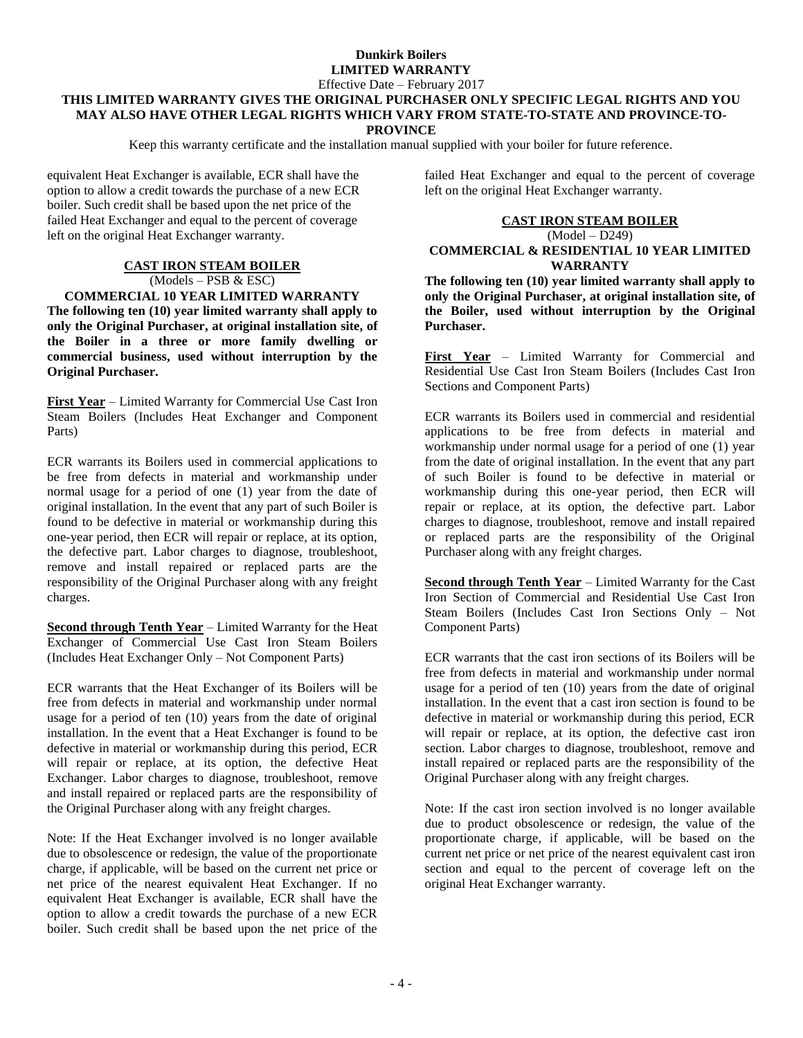**Dunkirk Boilers**
**LIMITED WARRANTY**
Effective Date – February 2017
**THIS LIMITED WARRANTY GIVES THE ORIGINAL PURCHASER ONLY SPECIFIC LEGAL RIGHTS AND YOU MAY ALSO HAVE OTHER LEGAL RIGHTS WHICH VARY FROM STATE-TO-STATE AND PROVINCE-TO-PROVINCE**

Keep this warranty certificate and the installation manual supplied with your boiler for future reference.

equivalent Heat Exchanger is available, ECR shall have the option to allow a credit towards the purchase of a new ECR boiler. Such credit shall be based upon the net price of the failed Heat Exchanger and equal to the percent of coverage left on the original Heat Exchanger warranty.

## CAST IRON STEAM BOILER

(Models – PSB & ESC)

**COMMERCIAL 10 YEAR LIMITED WARRANTY**

**The following ten (10) year limited warranty shall apply to only the Original Purchaser, at original installation site, of the Boiler in a three or more family dwelling or commercial business, used without interruption by the Original Purchaser.**

**First Year** – Limited Warranty for Commercial Use Cast Iron Steam Boilers (Includes Heat Exchanger and Component Parts)

ECR warrants its Boilers used in commercial applications to be free from defects in material and workmanship under normal usage for a period of one (1) year from the date of original installation. In the event that any part of such Boiler is found to be defective in material or workmanship during this one-year period, then ECR will repair or replace, at its option, the defective part. Labor charges to diagnose, troubleshoot, remove and install repaired or replaced parts are the responsibility of the Original Purchaser along with any freight charges.

**Second through Tenth Year** – Limited Warranty for the Heat Exchanger of Commercial Use Cast Iron Steam Boilers (Includes Heat Exchanger Only – Not Component Parts)

ECR warrants that the Heat Exchanger of its Boilers will be free from defects in material and workmanship under normal usage for a period of ten (10) years from the date of original installation. In the event that a Heat Exchanger is found to be defective in material or workmanship during this period, ECR will repair or replace, at its option, the defective Heat Exchanger. Labor charges to diagnose, troubleshoot, remove and install repaired or replaced parts are the responsibility of the Original Purchaser along with any freight charges.

Note: If the Heat Exchanger involved is no longer available due to obsolescence or redesign, the value of the proportionate charge, if applicable, will be based on the current net price or net price of the nearest equivalent Heat Exchanger. If no equivalent Heat Exchanger is available, ECR shall have the option to allow a credit towards the purchase of a new ECR boiler. Such credit shall be based upon the net price of the failed Heat Exchanger and equal to the percent of coverage left on the original Heat Exchanger warranty.

## CAST IRON STEAM BOILER

(Model – D249)

**COMMERCIAL & RESIDENTIAL 10 YEAR LIMITED WARRANTY**

**The following ten (10) year limited warranty shall apply to only the Original Purchaser, at original installation site, of the Boiler, used without interruption by the Original Purchaser.**

**First Year** – Limited Warranty for Commercial and Residential Use Cast Iron Steam Boilers (Includes Cast Iron Sections and Component Parts)

ECR warrants its Boilers used in commercial and residential applications to be free from defects in material and workmanship under normal usage for a period of one (1) year from the date of original installation. In the event that any part of such Boiler is found to be defective in material or workmanship during this one-year period, then ECR will repair or replace, at its option, the defective part. Labor charges to diagnose, troubleshoot, remove and install repaired or replaced parts are the responsibility of the Original Purchaser along with any freight charges.

**Second through Tenth Year** – Limited Warranty for the Cast Iron Section of Commercial and Residential Use Cast Iron Steam Boilers (Includes Cast Iron Sections Only – Not Component Parts)

ECR warrants that the cast iron sections of its Boilers will be free from defects in material and workmanship under normal usage for a period of ten (10) years from the date of original installation. In the event that a cast iron section is found to be defective in material or workmanship during this period, ECR will repair or replace, at its option, the defective cast iron section. Labor charges to diagnose, troubleshoot, remove and install repaired or replaced parts are the responsibility of the Original Purchaser along with any freight charges.

Note: If the cast iron section involved is no longer available due to product obsolescence or redesign, the value of the proportionate charge, if applicable, will be based on the current net price or net price of the nearest equivalent cast iron section and equal to the percent of coverage left on the original Heat Exchanger warranty.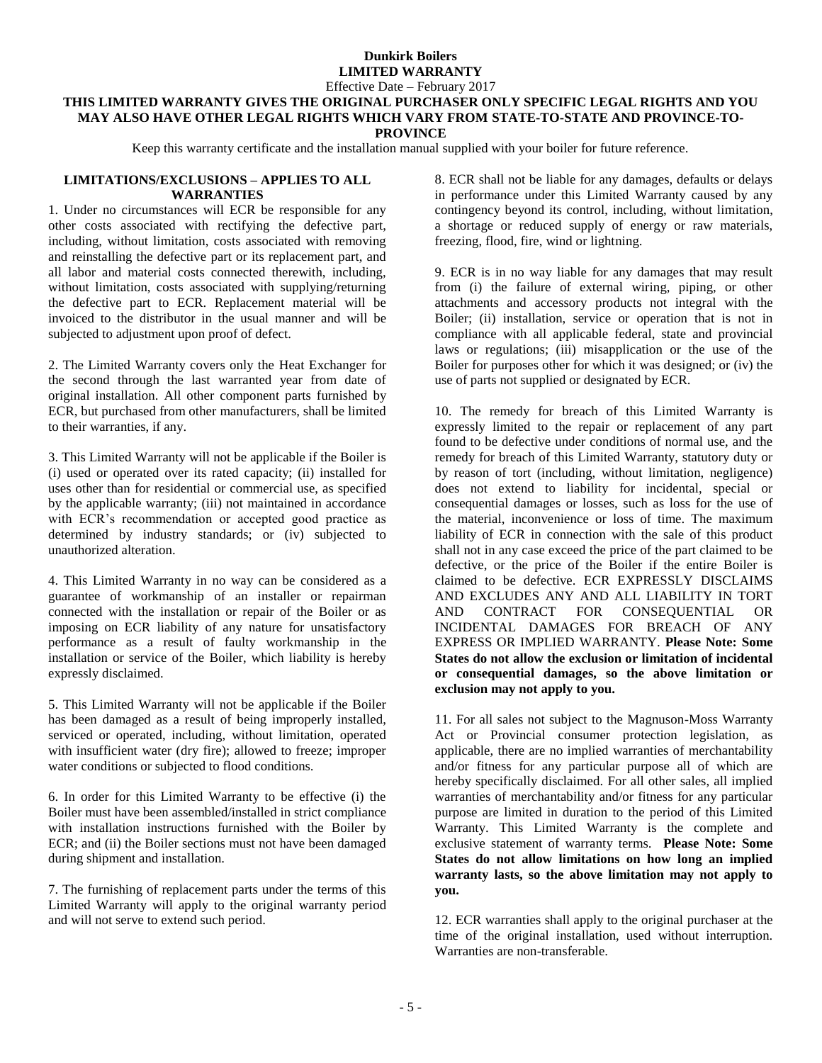# Dunkirk Boilers
## LIMITED WARRANTY

Effective Date – February 2017

**THIS LIMITED WARRANTY GIVES THE ORIGINAL PURCHASER ONLY SPECIFIC LEGAL RIGHTS AND YOU MAY ALSO HAVE OTHER LEGAL RIGHTS WHICH VARY FROM STATE-TO-STATE AND PROVINCE-TO-PROVINCE**

Keep this warranty certificate and the installation manual supplied with your boiler for future reference.

### LIMITATIONS/EXCLUSIONS – APPLIES TO ALL WARRANTIES

1. Under no circumstances will ECR be responsible for any other costs associated with rectifying the defective part, including, without limitation, costs associated with removing and reinstalling the defective part or its replacement part, and all labor and material costs connected therewith, including, without limitation, costs associated with supplying/returning the defective part to ECR. Replacement material will be invoiced to the distributor in the usual manner and will be subjected to adjustment upon proof of defect.

2. The Limited Warranty covers only the Heat Exchanger for the second through the last warranted year from date of original installation. All other component parts furnished by ECR, but purchased from other manufacturers, shall be limited to their warranties, if any.

3. This Limited Warranty will not be applicable if the Boiler is (i) used or operated over its rated capacity; (ii) installed for uses other than for residential or commercial use, as specified by the applicable warranty; (iii) not maintained in accordance with ECR's recommendation or accepted good practice as determined by industry standards; or (iv) subjected to unauthorized alteration.

4. This Limited Warranty in no way can be considered as a guarantee of workmanship of an installer or repairman connected with the installation or repair of the Boiler or as imposing on ECR liability of any nature for unsatisfactory performance as a result of faulty workmanship in the installation or service of the Boiler, which liability is hereby expressly disclaimed.

5. This Limited Warranty will not be applicable if the Boiler has been damaged as a result of being improperly installed, serviced or operated, including, without limitation, operated with insufficient water (dry fire); allowed to freeze; improper water conditions or subjected to flood conditions.

6. In order for this Limited Warranty to be effective (i) the Boiler must have been assembled/installed in strict compliance with installation instructions furnished with the Boiler by ECR; and (ii) the Boiler sections must not have been damaged during shipment and installation.

7. The furnishing of replacement parts under the terms of this Limited Warranty will apply to the original warranty period and will not serve to extend such period.

8. ECR shall not be liable for any damages, defaults or delays in performance under this Limited Warranty caused by any contingency beyond its control, including, without limitation, a shortage or reduced supply of energy or raw materials, freezing, flood, fire, wind or lightning.

9. ECR is in no way liable for any damages that may result from (i) the failure of external wiring, piping, or other attachments and accessory products not integral with the Boiler; (ii) installation, service or operation that is not in compliance with all applicable federal, state and provincial laws or regulations; (iii) misapplication or the use of the Boiler for purposes other for which it was designed; or (iv) the use of parts not supplied or designated by ECR.

10. The remedy for breach of this Limited Warranty is expressly limited to the repair or replacement of any part found to be defective under conditions of normal use, and the remedy for breach of this Limited Warranty, statutory duty or by reason of tort (including, without limitation, negligence) does not extend to liability for incidental, special or consequential damages or losses, such as loss for the use of the material, inconvenience or loss of time. The maximum liability of ECR in connection with the sale of this product shall not in any case exceed the price of the part claimed to be defective, or the price of the Boiler if the entire Boiler is claimed to be defective. ECR EXPRESSLY DISCLAIMS AND EXCLUDES ANY AND ALL LIABILITY IN TORT AND CONTRACT FOR CONSEQUENTIAL OR INCIDENTAL DAMAGES FOR BREACH OF ANY EXPRESS OR IMPLIED WARRANTY. **Please Note: Some States do not allow the exclusion or limitation of incidental or consequential damages, so the above limitation or exclusion may not apply to you.**

11. For all sales not subject to the Magnuson-Moss Warranty Act or Provincial consumer protection legislation, as applicable, there are no implied warranties of merchantability and/or fitness for any particular purpose all of which are hereby specifically disclaimed. For all other sales, all implied warranties of merchantability and/or fitness for any particular purpose are limited in duration to the period of this Limited Warranty. This Limited Warranty is the complete and exclusive statement of warranty terms. **Please Note: Some States do not allow limitations on how long an implied warranty lasts, so the above limitation may not apply to you.**

12. ECR warranties shall apply to the original purchaser at the time of the original installation, used without interruption. Warranties are non-transferable.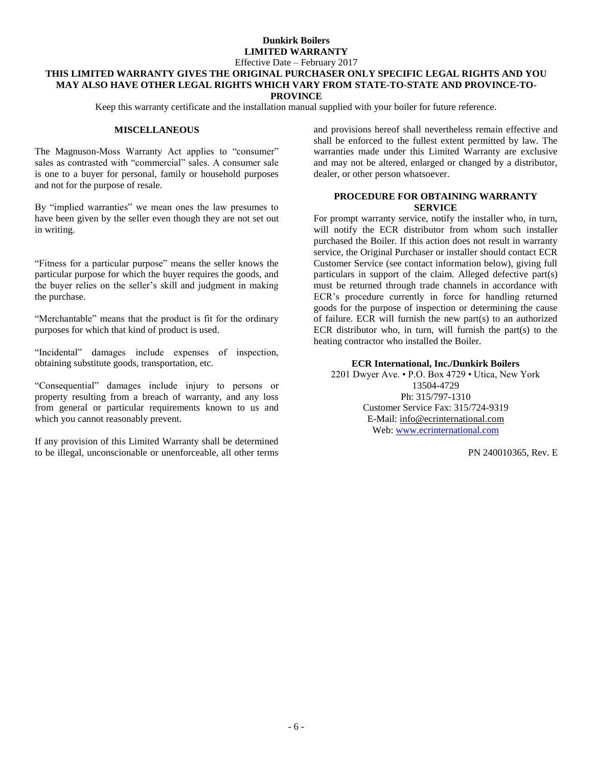**Dunkirk Boilers**
**LIMITED WARRANTY**
Effective Date – February 2017

**THIS LIMITED WARRANTY GIVES THE ORIGINAL PURCHASER ONLY SPECIFIC LEGAL RIGHTS AND YOU MAY ALSO HAVE OTHER LEGAL RIGHTS WHICH VARY FROM STATE-TO-STATE AND PROVINCE-TO-PROVINCE**

Keep this warranty certificate and the installation manual supplied with your boiler for future reference.

## MISCELLANEOUS

The Magnuson-Moss Warranty Act applies to "consumer" sales as contrasted with "commercial" sales. A consumer sale is one to a buyer for personal, family or household purposes and not for the purpose of resale.

By "implied warranties" we mean ones the law presumes to have been given by the seller even though they are not set out in writing.

"Fitness for a particular purpose" means the seller knows the particular purpose for which the buyer requires the goods, and the buyer relies on the seller's skill and judgment in making the purchase.

"Merchantable" means that the product is fit for the ordinary purposes for which that kind of product is used.

"Incidental" damages include expenses of inspection, obtaining substitute goods, transportation, etc.

"Consequential" damages include injury to persons or property resulting from a breach of warranty, and any loss from general or particular requirements known to us and which you cannot reasonably prevent.

If any provision of this Limited Warranty shall be determined to be illegal, unconscionable or unenforceable, all other terms and provisions hereof shall nevertheless remain effective and shall be enforced to the fullest extent permitted by law. The warranties made under this Limited Warranty are exclusive and may not be altered, enlarged or changed by a distributor, dealer, or other person whatsoever.

## PROCEDURE FOR OBTAINING WARRANTY SERVICE

For prompt warranty service, notify the installer who, in turn, will notify the ECR distributor from whom such installer purchased the Boiler. If this action does not result in warranty service, the Original Purchaser or installer should contact ECR Customer Service (see contact information below), giving full particulars in support of the claim. Alleged defective part(s) must be returned through trade channels in accordance with ECR's procedure currently in force for handling returned goods for the purpose of inspection or determining the cause of failure. ECR will furnish the new part(s) to an authorized ECR distributor who, in turn, will furnish the part(s) to the heating contractor who installed the Boiler.

**ECR International, Inc./Dunkirk Boilers**
2201 Dwyer Ave. • P.O. Box 4729 • Utica, New York 13504-4729
Ph: 315/797-1310
Customer Service Fax: 315/724-9319
E-Mail: info@ecrinternational.com
Web: www.ecrinternational.com

PN 240010365, Rev. E